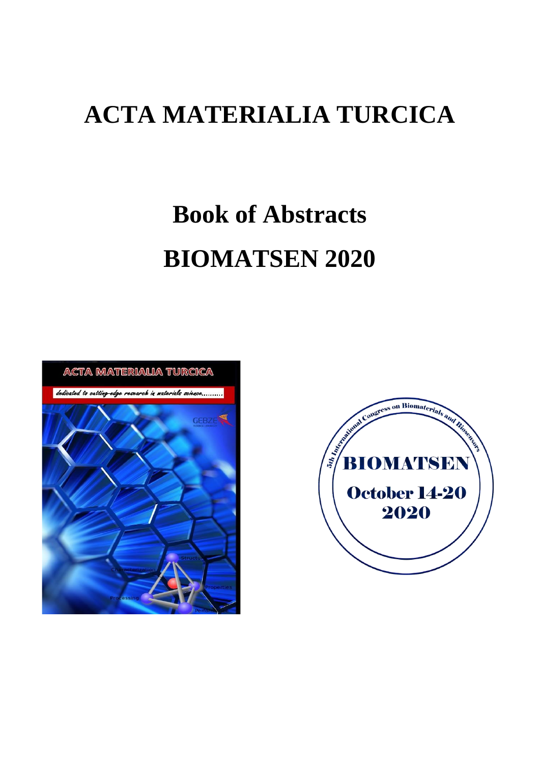# ACTA MATERIALIA TURCICA

# Book of Abstracts

# BIOMATSEN 2020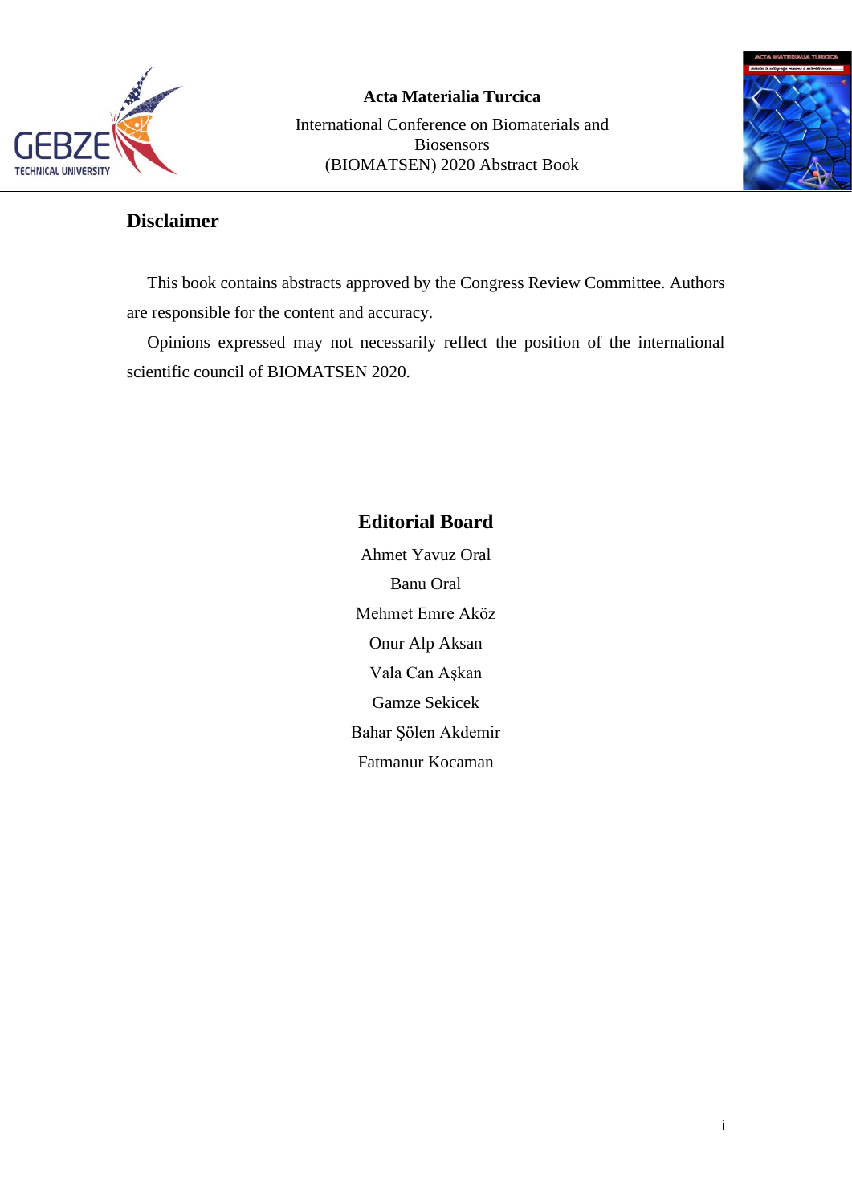## Disclaimer

This book contains abstracts approved by the Congress Review Committee. Authors are responsible for the content and accuracy.

Opinions expressed may not necessarily reflect the position of the international scientific council of BIOMATSEN 2020.

## Editorial Board

Ahmet Yavuz Oral

Banu Oral

Mehmet Emre Aköz

Onur Alp Aksan

Vala Can Aşkan

Gamze Sekicek

Bahar Şölen Akdemir

Fatmanur Kocaman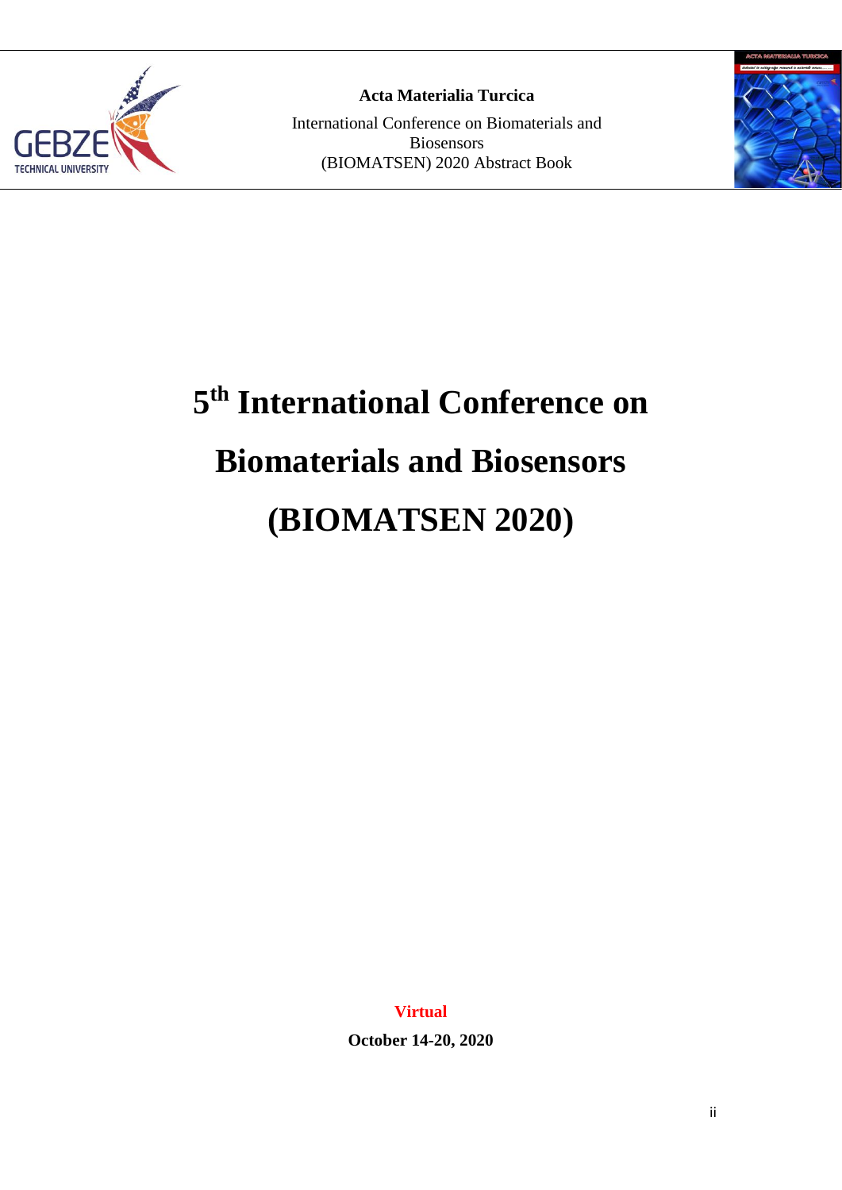# 5th International Conference on Biomaterials and Biosensors (BIOMATSEN 2020)

**Virtual**

**October 14-20, 2020**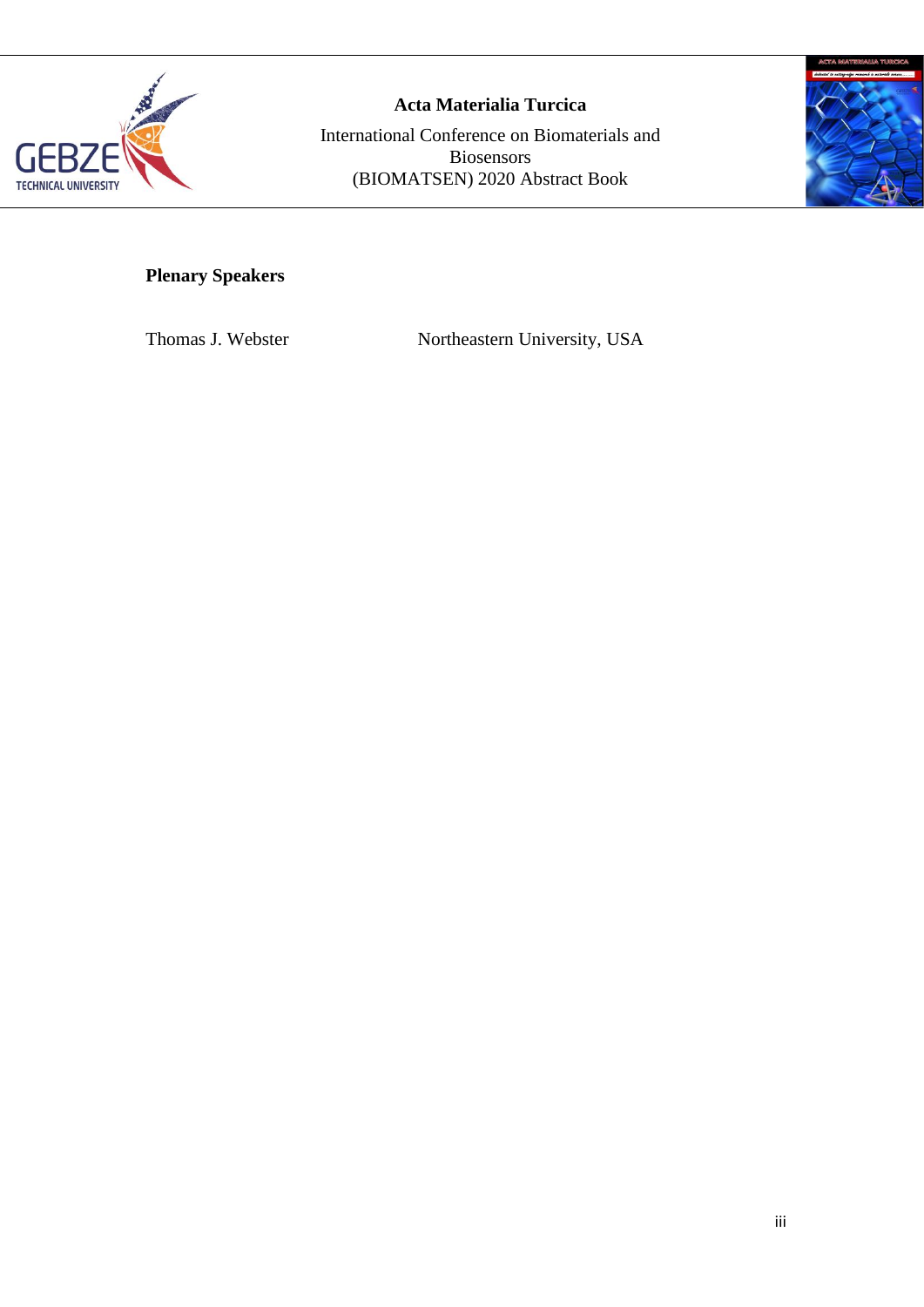**Plenary Speakers**

| | |
|---|---|
| Thomas J. Webster | Northeastern University, USA |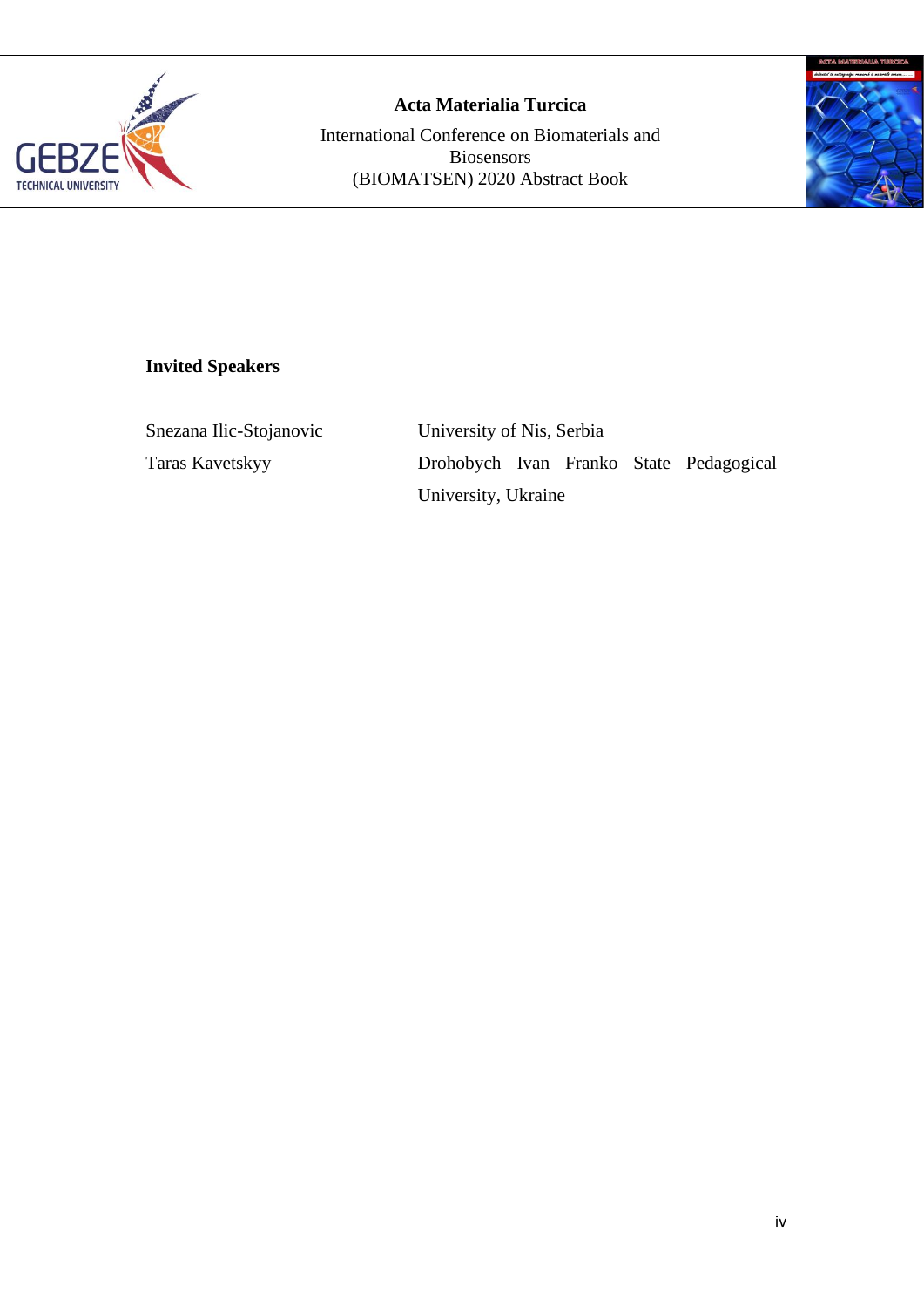## Invited Speakers

| | |
|---|---|
| Snezana Ilic-Stojanovic | University of Nis, Serbia |
| Taras Kavetskyy | Drohobych Ivan Franko State Pedagogical University, Ukraine |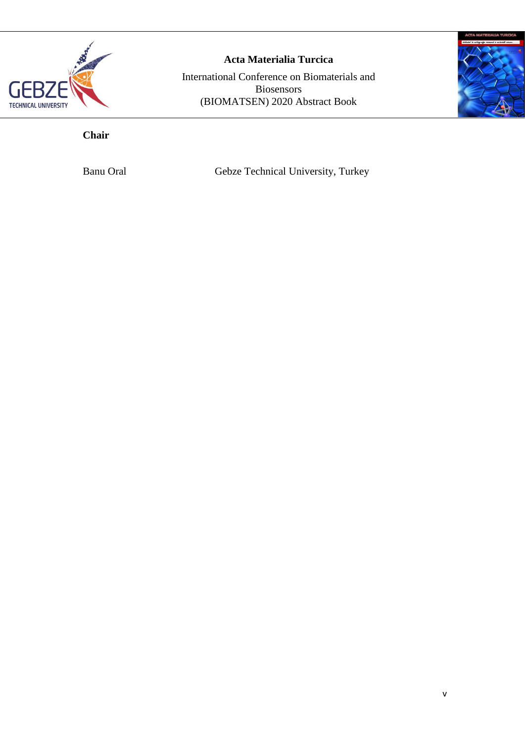**Chair**

| | |
|---|---|
| Banu Oral | Gebze Technical University, Turkey |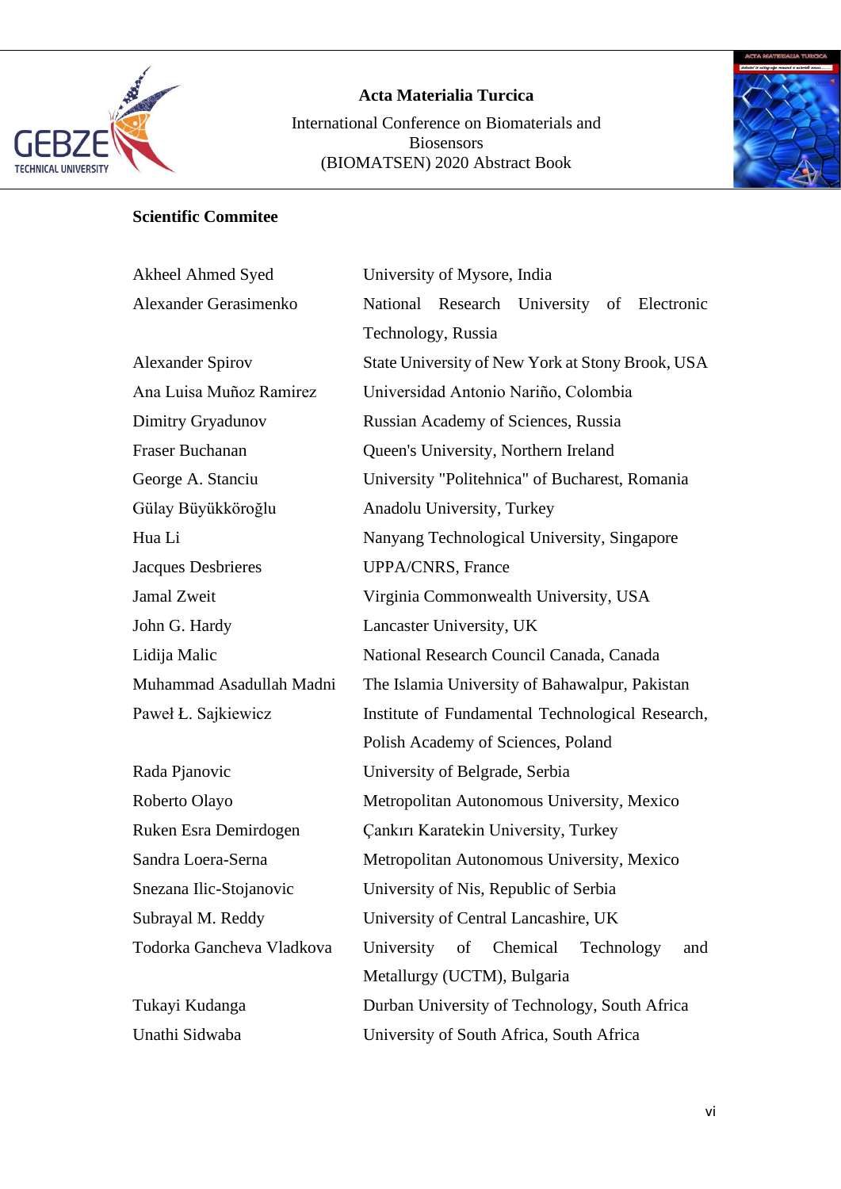**Scientific Commitee**

| | |
|---|---|
| Akheel Ahmed Syed | University of Mysore, India |
| Alexander Gerasimenko | National Research University of Electronic Technology, Russia |
| Alexander Spirov | State University of New York at Stony Brook, USA |
| Ana Luisa Muñoz Ramirez | Universidad Antonio Nariño, Colombia |
| Dimitry Gryadunov | Russian Academy of Sciences, Russia |
| Fraser Buchanan | Queen's University, Northern Ireland |
| George A. Stanciu | University "Politehnica" of Bucharest, Romania |
| Gülay Büyükköroğlu | Anadolu University, Turkey |
| Hua Li | Nanyang Technological University, Singapore |
| Jacques Desbrieres | UPPA/CNRS, France |
| Jamal Zweit | Virginia Commonwealth University, USA |
| John G. Hardy | Lancaster University, UK |
| Lidija Malic | National Research Council Canada, Canada |
| Muhammad Asadullah Madni | The Islamia University of Bahawalpur, Pakistan |
| Paweł Ł. Sajkiewicz | Institute of Fundamental Technological Research, Polish Academy of Sciences, Poland |
| Rada Pjanovic | University of Belgrade, Serbia |
| Roberto Olayo | Metropolitan Autonomous University, Mexico |
| Ruken Esra Demirdogen | Çankırı Karatekin University, Turkey |
| Sandra Loera-Serna | Metropolitan Autonomous University, Mexico |
| Snezana Ilic-Stojanovic | University of Nis, Republic of Serbia |
| Subrayal M. Reddy | University of Central Lancashire, UK |
| Todorka Gancheva Vladkova | University of Chemical Technology and Metallurgy (UCTM), Bulgaria |
| Tukayi Kudanga | Durban University of Technology, South Africa |
| Unathi Sidwaba | University of South Africa, South Africa |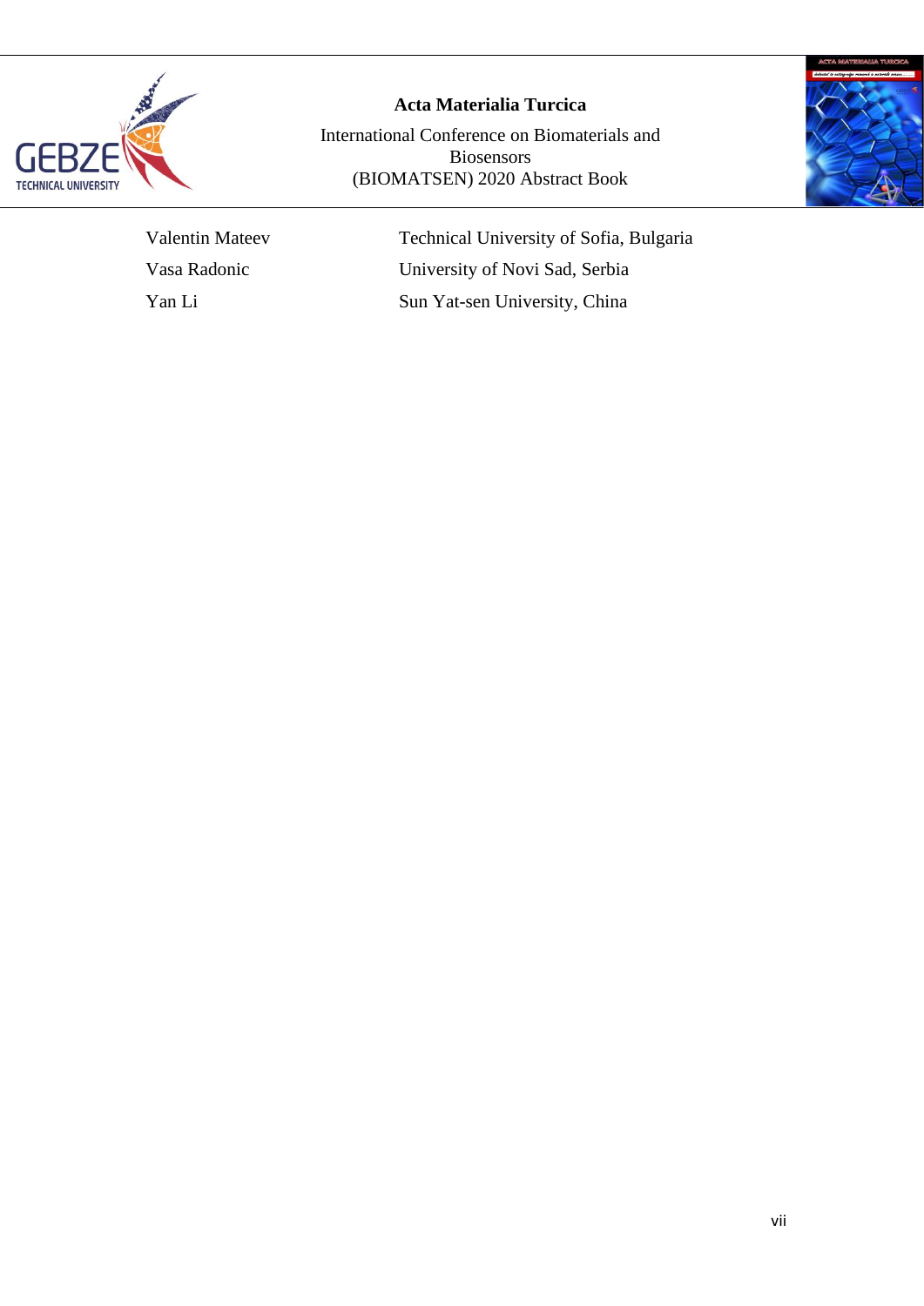| | |
|---|---|
| Valentin Mateev | Technical University of Sofia, Bulgaria |
| Vasa Radonic | University of Novi Sad, Serbia |
| Yan Li | Sun Yat-sen University, China |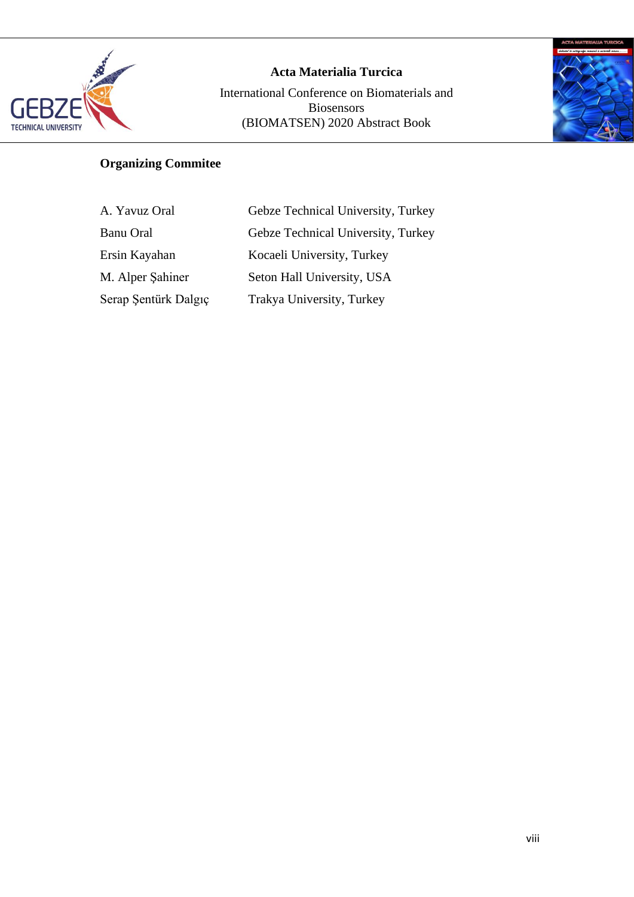## Organizing Commitee

| | |
|---|---|
| A. Yavuz Oral | Gebze Technical University, Turkey |
| Banu Oral | Gebze Technical University, Turkey |
| Ersin Kayahan | Kocaeli University, Turkey |
| M. Alper Şahiner | Seton Hall University, USA |
| Serap Şentürk Dalgıç | Trakya University, Turkey |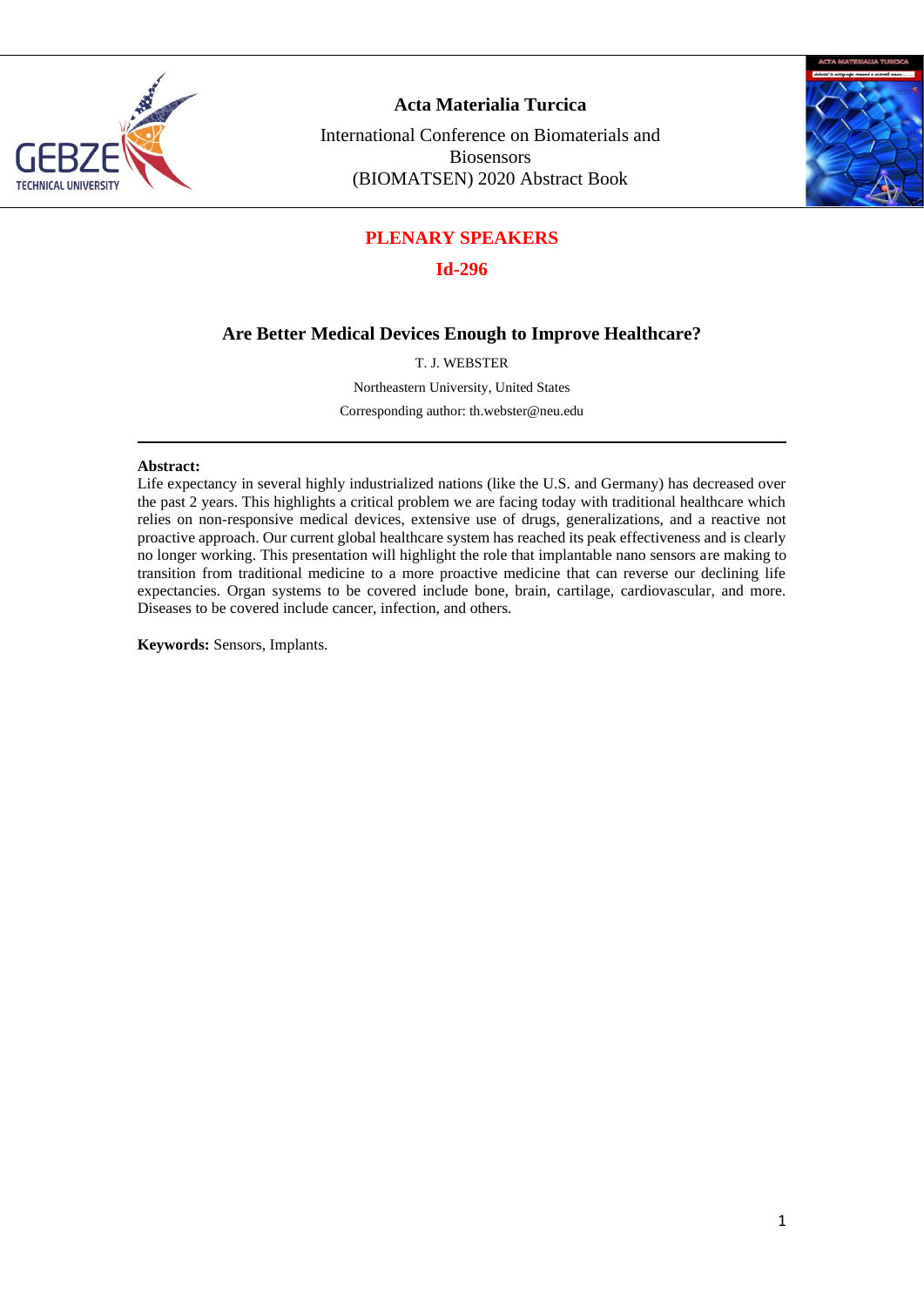## PLENARY SPEAKERS

## Id-296

# Are Better Medical Devices Enough to Improve Healthcare?

T. J. WEBSTER

Northeastern University, United States

Corresponding author: th.webster@neu.edu

---

**Abstract:**
Life expectancy in several highly industrialized nations (like the U.S. and Germany) has decreased over the past 2 years. This highlights a critical problem we are facing today with traditional healthcare which relies on non-responsive medical devices, extensive use of drugs, generalizations, and a reactive not proactive approach. Our current global healthcare system has reached its peak effectiveness and is clearly no longer working. This presentation will highlight the role that implantable nano sensors are making to transition from traditional medicine to a more proactive medicine that can reverse our declining life expectancies. Organ systems to be covered include bone, brain, cartilage, cardiovascular, and more. Diseases to be covered include cancer, infection, and others.

**Keywords:** Sensors, Implants.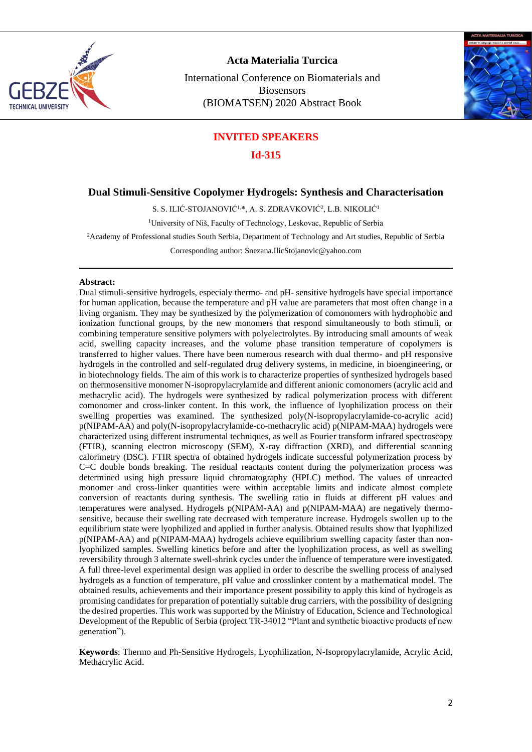## INVITED SPEAKERS

### Id-315

# Dual Stimuli-Sensitive Copolymer Hydrogels: Synthesis and Characterisation

S. S. ILIĆ-STOJANOVIĆ[1,*], A. S. ZDRAVKOVIĆ[2], L.B. NIKOLIĆ[1]

[1]University of Niš, Faculty of Technology, Leskovac, Republic of Serbia

[2]Academy of Professional studies South Serbia, Department of Technology and Art studies, Republic of Serbia

Corresponding author: Snezana.IlicStojanovic@yahoo.com

---

**Abstract:**

Dual stimuli-sensitive hydrogels, especialy thermo- and pH- sensitive hydrogels have special importance for human application, because the temperature and pH value are parameters that most often change in a living organism. They may be synthesized by the polymerization of comonomers with hydrophobic and ionization functional groups, by the new monomers that respond simultaneously to both stimuli, or combining temperature sensitive polymers with polyelectrolytes. By introducing small amounts of weak acid, swelling capacity increases, and the volume phase transition temperature of copolymers is transferred to higher values. There have been numerous research with dual thermo- and pH responsive hydrogels in the controlled and self-regulated drug delivery systems, in medicine, in bioengineering, or in biotechnology fields. The aim of this work is to characterize properties of synthesized hydrogels based on thermosensitive monomer N-isopropylacrylamide and different anionic comonomers (acrylic acid and methacrylic acid). The hydrogels were synthesized by radical polymerization process with different comonomer and cross-linker content. In this work, the influence of lyophilization process on their swelling properties was examined. The synthesized poly(N-isopropylacrylamide-co-acrylic acid) p(NIPAM-AA) and poly(N-isopropylacrylamide-co-methacrylic acid) p(NIPAM-MAA) hydrogels were characterized using different instrumental techniques, as well as Fourier transform infrared spectroscopy (FTIR), scanning electron microscopy (SEM), X-ray diffraction (XRD), and differential scanning calorimetry (DSC). FTIR spectra of obtained hydrogels indicate successful polymerization process by C=C double bonds breaking. The residual reactants content during the polymerization process was determined using high pressure liquid chromatography (HPLC) method. The values of unreacted monomer and cross-linker quantities were within acceptable limits and indicate almost complete conversion of reactants during synthesis. The swelling ratio in fluids at different pH values and temperatures were analysed. Hydrogels p(NIPAM-AA) and p(NIPAM-MAA) are negatively thermo-sensitive, because their swelling rate decreased with temperature increase. Hydrogels swollen up to the equilibrium state were lyophilized and applied in further analysis. Obtained results show that lyophilized p(NIPAM-AA) and p(NIPAM-MAA) hydrogels achieve equilibrium swelling capacity faster than non-lyophilized samples. Swelling kinetics before and after the lyophilization process, as well as swelling reversibility through 3 alternate swell-shrink cycles under the influence of temperature were investigated. A full three-level experimental design was applied in order to describe the swelling process of analysed hydrogels as a function of temperature, pH value and crosslinker content by a mathematical model. The obtained results, achievements and their importance present possibility to apply this kind of hydrogels as promising candidates for preparation of potentially suitable drug carriers, with the possibility of designing the desired properties. This work was supported by the Ministry of Education, Science and Technological Development of the Republic of Serbia (project TR-34012 "Plant and synthetic bioactive products of new generation").

**Keywords**: Thermo and Ph-Sensitive Hydrogels, Lyophilization, N-Isopropylacrylamide, Acrylic Acid, Methacrylic Acid.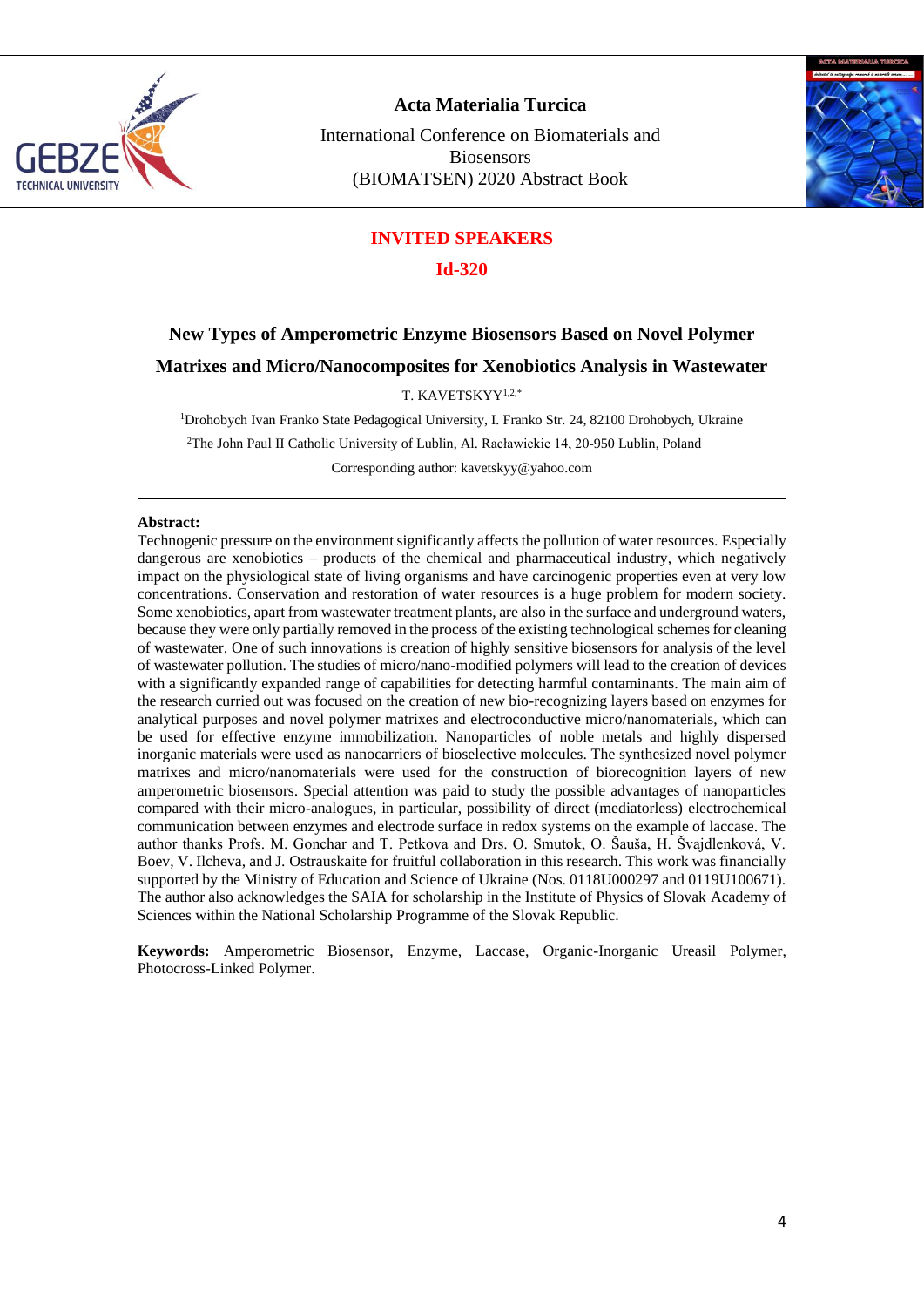## INVITED SPEAKERS

**Id-320**

# New Types of Amperometric Enzyme Biosensors Based on Novel Polymer Matrixes and Micro/Nanocomposites for Xenobiotics Analysis in Wastewater

T. KAVETSKYY[1,2,*]

[1]Drohobych Ivan Franko State Pedagogical University, I. Franko Str. 24, 82100 Drohobych, Ukraine

[2]The John Paul II Catholic University of Lublin, Al. Racławickie 14, 20-950 Lublin, Poland

Corresponding author: kavetskyy@yahoo.com

---

**Abstract:**

Technogenic pressure on the environment significantly affects the pollution of water resources. Especially dangerous are xenobiotics – products of the chemical and pharmaceutical industry, which negatively impact on the physiological state of living organisms and have carcinogenic properties even at very low concentrations. Conservation and restoration of water resources is a huge problem for modern society. Some xenobiotics, apart from wastewater treatment plants, are also in the surface and underground waters, because they were only partially removed in the process of the existing technological schemes for cleaning of wastewater. One of such innovations is creation of highly sensitive biosensors for analysis of the level of wastewater pollution. The studies of micro/nano-modified polymers will lead to the creation of devices with a significantly expanded range of capabilities for detecting harmful contaminants. The main aim of the research curried out was focused on the creation of new bio-recognizing layers based on enzymes for analytical purposes and novel polymer matrixes and electroconductive micro/nanomaterials, which can be used for effective enzyme immobilization. Nanoparticles of noble metals and highly dispersed inorganic materials were used as nanocarriers of bioselective molecules. The synthesized novel polymer matrixes and micro/nanomaterials were used for the construction of biorecognition layers of new amperometric biosensors. Special attention was paid to study the possible advantages of nanoparticles compared with their micro-analogues, in particular, possibility of direct (mediatorless) electrochemical communication between enzymes and electrode surface in redox systems on the example of laccase. The author thanks Profs. M. Gonchar and T. Petkova and Drs. O. Smutok, O. Šauša, H. Švajdlenková, V. Boev, V. Ilcheva, and J. Ostrauskaite for fruitful collaboration in this research. This work was financially supported by the Ministry of Education and Science of Ukraine (Nos. 0118U000297 and 0119U100671). The author also acknowledges the SAIA for scholarship in the Institute of Physics of Slovak Academy of Sciences within the National Scholarship Programme of the Slovak Republic.

**Keywords:** Amperometric Biosensor, Enzyme, Laccase, Organic-Inorganic Ureasil Polymer, Photocross-Linked Polymer.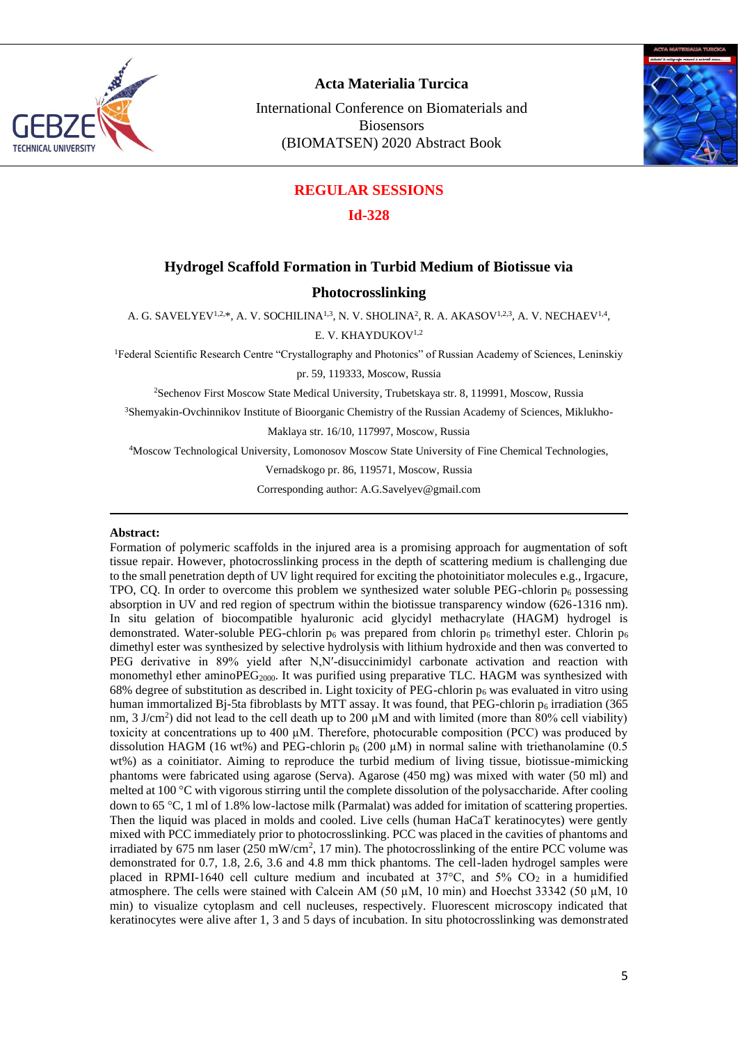**REGULAR SESSIONS**

**Id-328**

## Hydrogel Scaffold Formation in Turbid Medium of Biotissue via Photocrosslinking

A. G. SAVELYEV[1,2,*], A. V. SOCHILINA[1,3], N. V. SHOLINA[2], R. A. AKASOV[1,2,3], A. V. NECHAEV[1,4], E. V. KHAYDUKOV[1,2]

[1]Federal Scientific Research Centre "Crystallography and Photonics" of Russian Academy of Sciences, Leninskiy pr. 59, 119333, Moscow, Russia

[2]Sechenov First Moscow State Medical University, Trubetskaya str. 8, 119991, Moscow, Russia

[3]Shemyakin-Ovchinnikov Institute of Bioorganic Chemistry of the Russian Academy of Sciences, Miklukho-Maklaya str. 16/10, 117997, Moscow, Russia

[4]Moscow Technological University, Lomonosov Moscow State University of Fine Chemical Technologies, Vernadskogo pr. 86, 119571, Moscow, Russia

Corresponding author: A.G.Savelyev@gmail.com

**Abstract:**

Formation of polymeric scaffolds in the injured area is a promising approach for augmentation of soft tissue repair. However, photocrosslinking process in the depth of scattering medium is challenging due to the small penetration depth of UV light required for exciting the photoinitiator molecules e.g., Irgacure, TPO, CQ. In order to overcome this problem we synthesized water soluble PEG-chlorin $p_6$ possessing absorption in UV and red region of spectrum within the biotissue transparency window (626-1316 nm). In situ gelation of biocompatible hyaluronic acid glycidyl methacrylate (HAGM) hydrogel is demonstrated. Water-soluble PEG-chlorin $p_6$ was prepared from chlorin $p_6$ trimethyl ester. Chlorin $p_6$ dimethyl ester was synthesized by selective hydrolysis with lithium hydroxide and then was converted to PEG derivative in 89% yield after N,N′-disuccinimidyl carbonate activation and reaction with monomethyl ether amino$PEG_{2000}$. It was purified using preparative TLC. HAGM was synthesized with 68% degree of substitution as described in. Light toxicity of PEG-chlorin $p_6$ was evaluated in vitro using human immortalized Bj-5ta fibroblasts by MTT assay. It was found, that PEG-chlorin $p_6$ irradiation (365 nm, 3 J/cm$^2$) did not lead to the cell death up to 200 µM and with limited (more than 80% cell viability) toxicity at concentrations up to 400 µM. Therefore, photocurable composition (PCC) was produced by dissolution HAGM (16 wt%) and PEG-chlorin $p_6$ (200 µM) in normal saline with triethanolamine (0.5 wt%) as a coinitiator. Aiming to reproduce the turbid medium of living tissue, biotissue-mimicking phantoms were fabricated using agarose (Serva). Agarose (450 mg) was mixed with water (50 ml) and melted at 100 °C with vigorous stirring until the complete dissolution of the polysaccharide. After cooling down to 65 °C, 1 ml of 1.8% low-lactose milk (Parmalat) was added for imitation of scattering properties. Then the liquid was placed in molds and cooled. Live cells (human HaCaT keratinocytes) were gently mixed with PCC immediately prior to photocrosslinking. PCC was placed in the cavities of phantoms and irradiated by 675 nm laser (250 mW/cm$^2$, 17 min). The photocrosslinking of the entire PCC volume was demonstrated for 0.7, 1.8, 2.6, 3.6 and 4.8 mm thick phantoms. The cell-laden hydrogel samples were placed in RPMI-1640 cell culture medium and incubated at 37°C, and 5% $CO_2$ in a humidified atmosphere. The cells were stained with Calcein AM (50 µM, 10 min) and Hoechst 33342 (50 µM, 10 min) to visualize cytoplasm and cell nucleuses, respectively. Fluorescent microscopy indicated that keratinocytes were alive after 1, 3 and 5 days of incubation. In situ photocrosslinking was demonstrated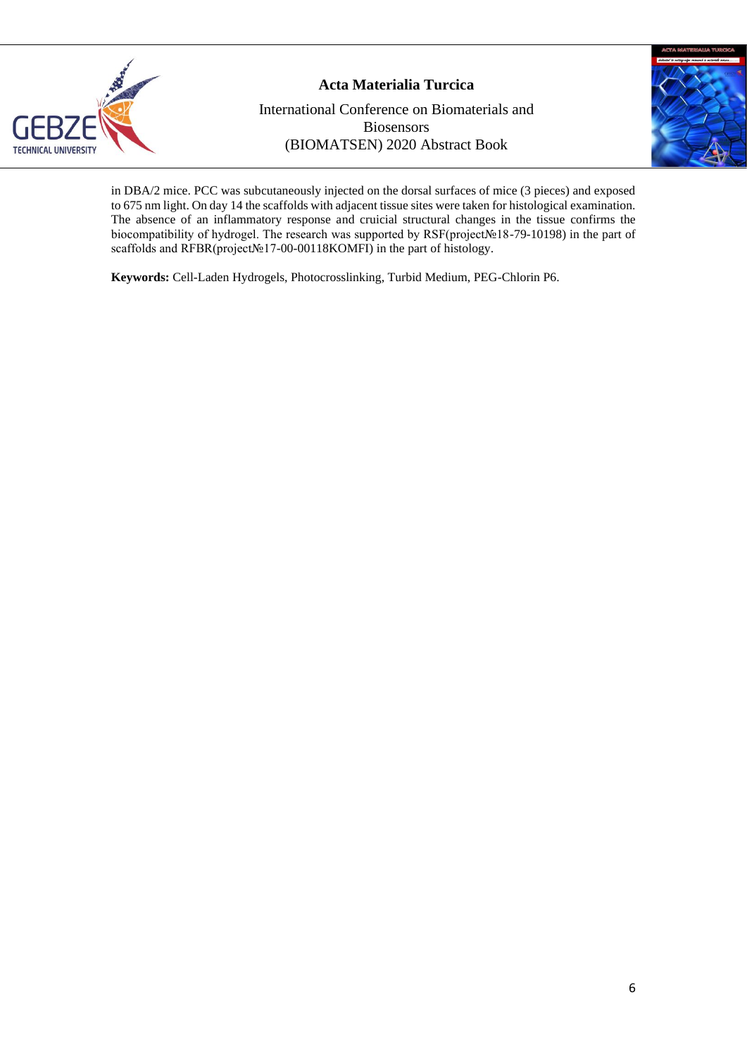in DBA/2 mice. PCC was subcutaneously injected on the dorsal surfaces of mice (3 pieces) and exposed to 675 nm light. On day 14 the scaffolds with adjacent tissue sites were taken for histological examination. The absence of an inflammatory response and cruicial structural changes in the tissue confirms the biocompatibility of hydrogel. The research was supported by RSF(project№18-79-10198) in the part of scaffolds and RFBR(project№17-00-00118KOMFI) in the part of histology.

**Keywords:** Cell-Laden Hydrogels, Photocrosslinking, Turbid Medium, PEG-Chlorin P6.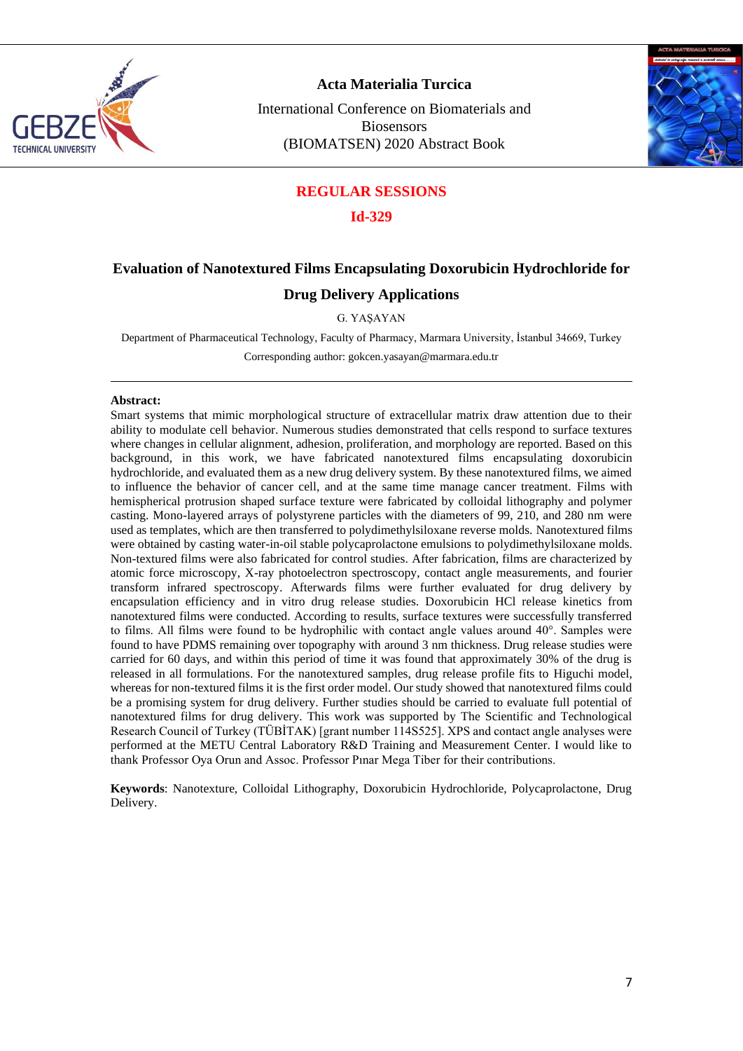## REGULAR SESSIONS

## Id-329

# Evaluation of Nanotextured Films Encapsulating Doxorubicin Hydrochloride for Drug Delivery Applications

G. YAŞAYAN

Department of Pharmaceutical Technology, Faculty of Pharmacy, Marmara University, İstanbul 34669, Turkey

Corresponding author: gokcen.yasayan@marmara.edu.tr

---

**Abstract:**

Smart systems that mimic morphological structure of extracellular matrix draw attention due to their ability to modulate cell behavior. Numerous studies demonstrated that cells respond to surface textures where changes in cellular alignment, adhesion, proliferation, and morphology are reported. Based on this background, in this work, we have fabricated nanotextured films encapsulating doxorubicin hydrochloride, and evaluated them as a new drug delivery system. By these nanotextured films, we aimed to influence the behavior of cancer cell, and at the same time manage cancer treatment. Films with hemispherical protrusion shaped surface texture were fabricated by colloidal lithography and polymer casting. Mono-layered arrays of polystyrene particles with the diameters of 99, 210, and 280 nm were used as templates, which are then transferred to polydimethylsiloxane reverse molds. Nanotextured films were obtained by casting water-in-oil stable polycaprolactone emulsions to polydimethylsiloxane molds. Non-textured films were also fabricated for control studies. After fabrication, films are characterized by atomic force microscopy, X-ray photoelectron spectroscopy, contact angle measurements, and fourier transform infrared spectroscopy. Afterwards films were further evaluated for drug delivery by encapsulation efficiency and in vitro drug release studies. Doxorubicin HCl release kinetics from nanotextured films were conducted. According to results, surface textures were successfully transferred to films. All films were found to be hydrophilic with contact angle values around 40°. Samples were found to have PDMS remaining over topography with around 3 nm thickness. Drug release studies were carried for 60 days, and within this period of time it was found that approximately 30% of the drug is released in all formulations. For the nanotextured samples, drug release profile fits to Higuchi model, whereas for non-textured films it is the first order model. Our study showed that nanotextured films could be a promising system for drug delivery. Further studies should be carried to evaluate full potential of nanotextured films for drug delivery. This work was supported by The Scientific and Technological Research Council of Turkey (TÜBİTAK) [grant number 114S525]. XPS and contact angle analyses were performed at the METU Central Laboratory R&D Training and Measurement Center. I would like to thank Professor Oya Orun and Assoc. Professor Pınar Mega Tiber for their contributions.

**Keywords**: Nanotexture, Colloidal Lithography, Doxorubicin Hydrochloride, Polycaprolactone, Drug Delivery.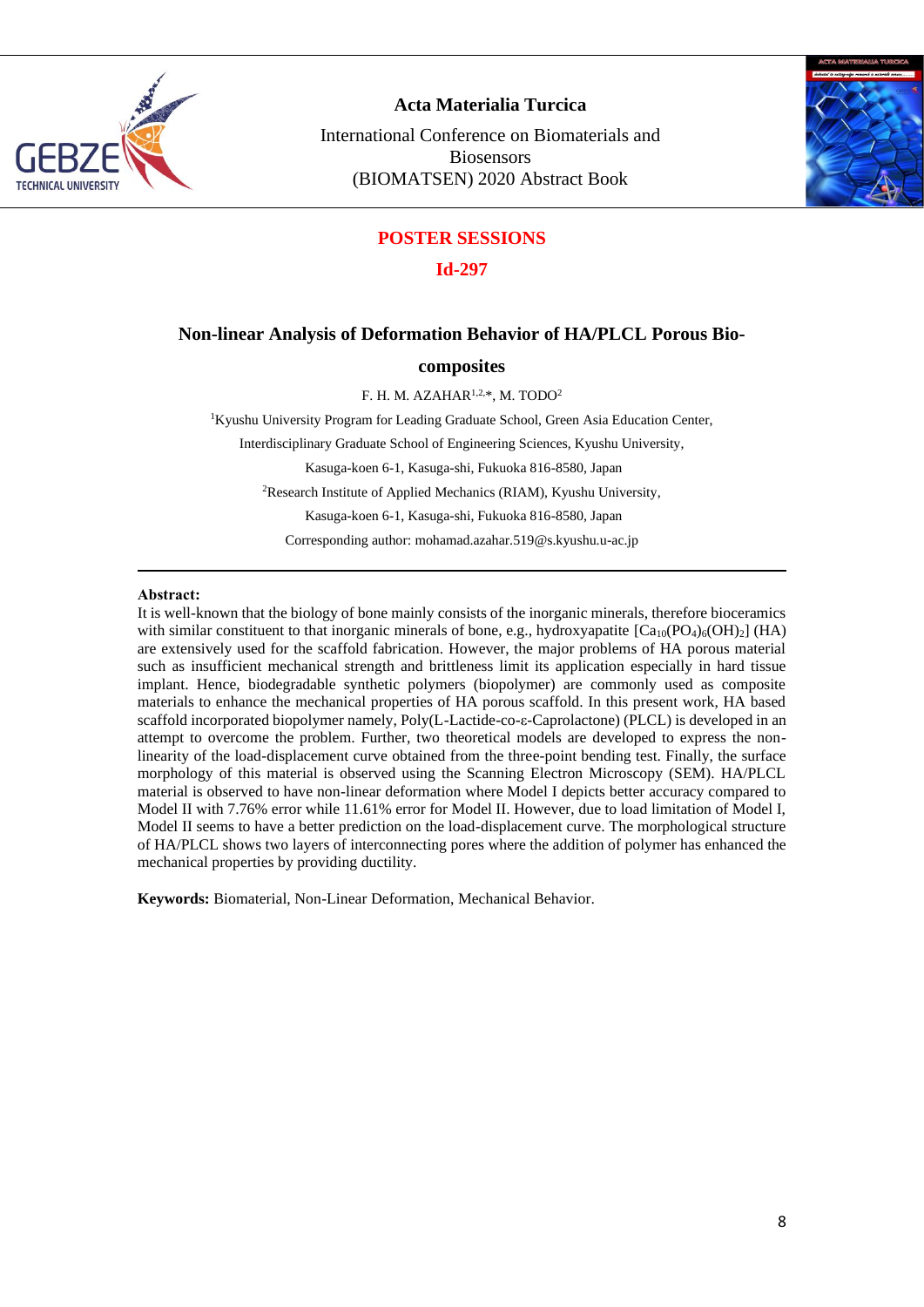## POSTER SESSIONS

### Id-297

# Non-linear Analysis of Deformation Behavior of HA/PLCL Porous Bio-composites

F. H. M. AZAHAR[1,2,*], M. TODO[2]

[1]Kyushu University Program for Leading Graduate School, Green Asia Education Center, Interdisciplinary Graduate School of Engineering Sciences, Kyushu University, Kasuga-koen 6-1, Kasuga-shi, Fukuoka 816-8580, Japan

[2]Research Institute of Applied Mechanics (RIAM), Kyushu University, Kasuga-koen 6-1, Kasuga-shi, Fukuoka 816-8580, Japan

Corresponding author: mohamad.azahar.519@s.kyushu.u-ac.jp

---

**Abstract:**

It is well-known that the biology of bone mainly consists of the inorganic minerals, therefore bioceramics with similar constituent to that inorganic minerals of bone, e.g., hydroxyapatite [$Ca_{10}(PO_4)_6(OH)_2$] (HA) are extensively used for the scaffold fabrication. However, the major problems of HA porous material such as insufficient mechanical strength and brittleness limit its application especially in hard tissue implant. Hence, biodegradable synthetic polymers (biopolymer) are commonly used as composite materials to enhance the mechanical properties of HA porous scaffold. In this present work, HA based scaffold incorporated biopolymer namely, Poly(L-Lactide-co-ε-Caprolactone) (PLCL) is developed in an attempt to overcome the problem. Further, two theoretical models are developed to express the non-linearity of the load-displacement curve obtained from the three-point bending test. Finally, the surface morphology of this material is observed using the Scanning Electron Microscopy (SEM). HA/PLCL material is observed to have non-linear deformation where Model I depicts better accuracy compared to Model II with 7.76% error while 11.61% error for Model II. However, due to load limitation of Model I, Model II seems to have a better prediction on the load-displacement curve. The morphological structure of HA/PLCL shows two layers of interconnecting pores where the addition of polymer has enhanced the mechanical properties by providing ductility.

**Keywords:** Biomaterial, Non-Linear Deformation, Mechanical Behavior.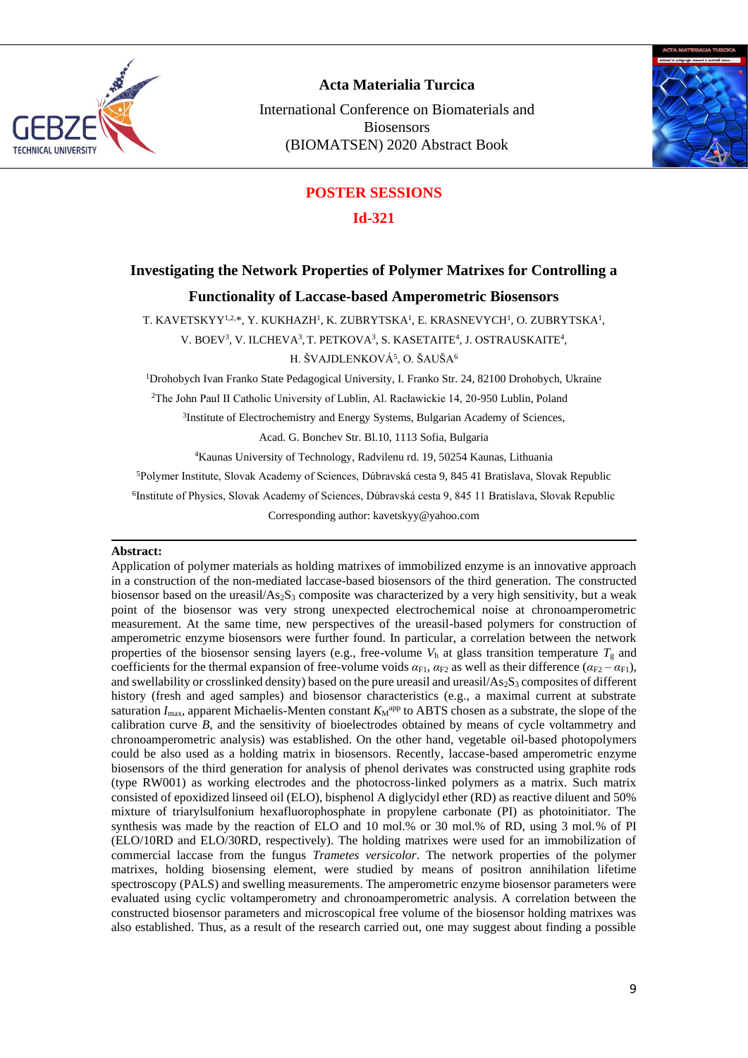## POSTER SESSIONS

## Id-321

# Investigating the Network Properties of Polymer Matrixes for Controlling a Functionality of Laccase-based Amperometric Biosensors

T. KAVETSKYY[1,2,*], Y. KUKHAZH[1], K. ZUBRYTSKA[1], E. KRASNEVYCH[1], O. ZUBRYTSKA[1], V. BOEV[3], V. ILCHEVA[3], T. PETKOVA[3], S. KASETAITE[4], J. OSTRAUSKAITE[4], H. ŠVAJDLENKOVÁ[5], O. ŠAUŠA[6]

[1]Drohobych Ivan Franko State Pedagogical University, I. Franko Str. 24, 82100 Drohobych, Ukraine

[2]The John Paul II Catholic University of Lublin, Al. Racławickie 14, 20-950 Lublin, Poland

[3]Institute of Electrochemistry and Energy Systems, Bulgarian Academy of Sciences, Acad. G. Bonchev Str. Bl.10, 1113 Sofia, Bulgaria

[4]Kaunas University of Technology, Radvilenu rd. 19, 50254 Kaunas, Lithuania

[5]Polymer Institute, Slovak Academy of Sciences, Dúbravská cesta 9, 845 41 Bratislava, Slovak Republic

[6]Institute of Physics, Slovak Academy of Sciences, Dúbravská cesta 9, 845 11 Bratislava, Slovak Republic

Corresponding author: kavetskyy@yahoo.com

**Abstract:**

Application of polymer materials as holding matrixes of immobilized enzyme is an innovative approach in a construction of the non-mediated laccase-based biosensors of the third generation. The constructed biosensor based on the ureasil/$As_2S_3$ composite was characterized by a very high sensitivity, but a weak point of the biosensor was very strong unexpected electrochemical noise at chronoamperometric measurement. At the same time, new perspectives of the ureasil-based polymers for construction of amperometric enzyme biosensors were further found. In particular, a correlation between the network properties of the biosensor sensing layers (e.g., free-volume $V_h$ at glass transition temperature $T_g$ and coefficients for the thermal expansion of free-volume voids $\alpha_{F1}$, $\alpha_{F2}$ as well as their difference ($\alpha_{F2} - \alpha_{F1}$), and swellability or crosslinked density) based on the pure ureasil and ureasil/$As_2S_3$ composites of different history (fresh and aged samples) and biosensor characteristics (e.g., a maximal current at substrate saturation $I_{max}$, apparent Michaelis-Menten constant $K_M^{app}$ to ABTS chosen as a substrate, the slope of the calibration curve *B*, and the sensitivity of bioelectrodes obtained by means of cycle voltammetry and chronoamperometric analysis) was established. On the other hand, vegetable oil-based photopolymers could be also used as a holding matrix in biosensors. Recently, laccase-based amperometric enzyme biosensors of the third generation for analysis of phenol derivates was constructed using graphite rods (type RW001) as working electrodes and the photocross-linked polymers as a matrix. Such matrix consisted of epoxidized linseed oil (ELO), bisphenol A diglycidyl ether (RD) as reactive diluent and 50% mixture of triarylsulfonium hexafluorophosphate in propylene carbonate (PI) as photoinitiator. The synthesis was made by the reaction of ELO and 10 mol.% or 30 mol.% of RD, using 3 mol.% of PI (ELO/10RD and ELO/30RD, respectively). The holding matrixes were used for an immobilization of commercial laccase from the fungus *Trametes versicolor*. The network properties of the polymer matrixes, holding biosensing element, were studied by means of positron annihilation lifetime spectroscopy (PALS) and swelling measurements. The amperometric enzyme biosensor parameters were evaluated using cyclic voltamperometry and chronoamperometric analysis. A correlation between the constructed biosensor parameters and microscopical free volume of the biosensor holding matrixes was also established. Thus, as a result of the research carried out, one may suggest about finding a possible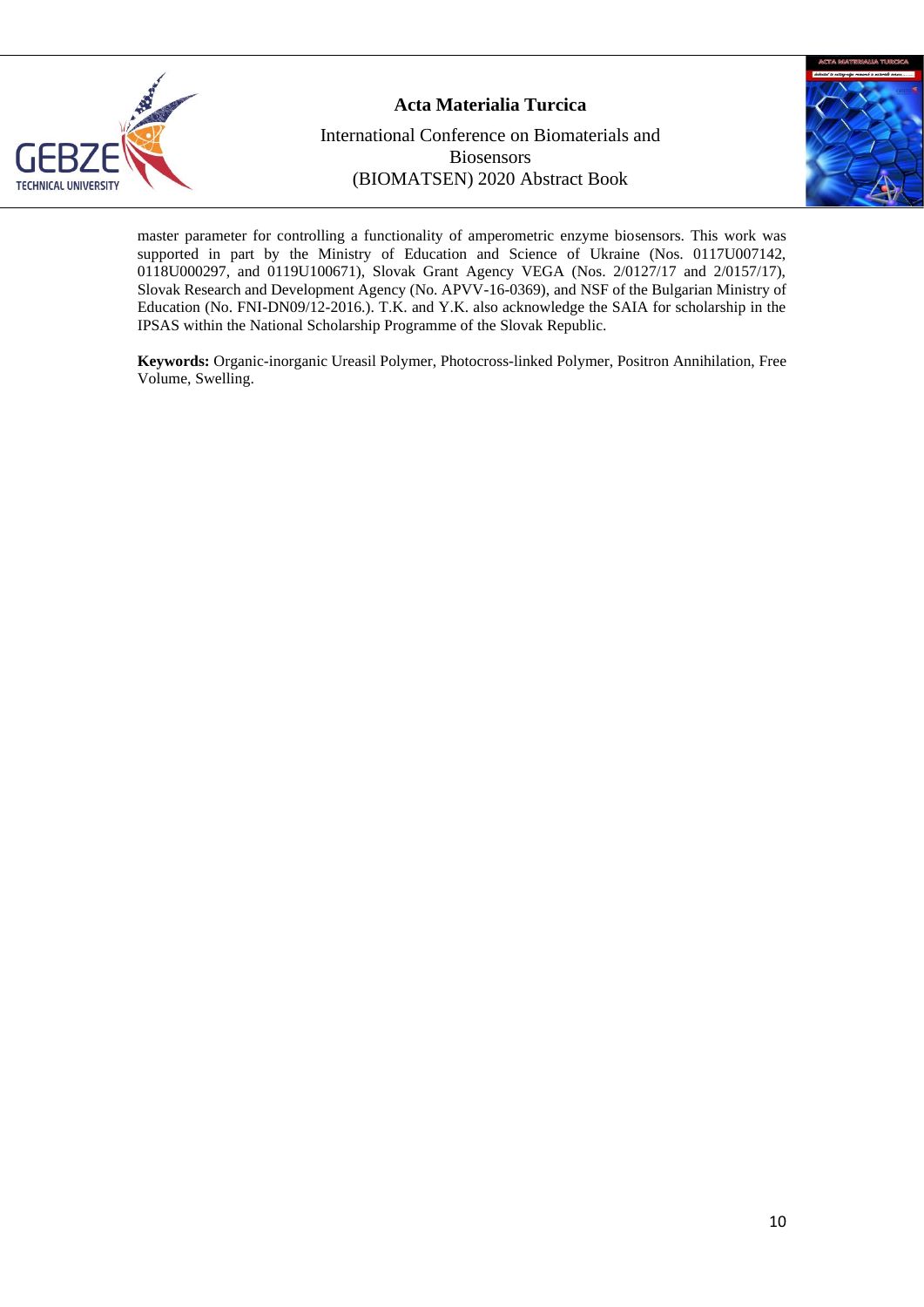master parameter for controlling a functionality of amperometric enzyme biosensors. This work was supported in part by the Ministry of Education and Science of Ukraine (Nos. 0117U007142, 0118U000297, and 0119U100671), Slovak Grant Agency VEGA (Nos. 2/0127/17 and 2/0157/17), Slovak Research and Development Agency (No. APVV-16-0369), and NSF of the Bulgarian Ministry of Education (No. FNI-DN09/12-2016.). T.K. and Y.K. also acknowledge the SAIA for scholarship in the IPSAS within the National Scholarship Programme of the Slovak Republic.

**Keywords:** Organic-inorganic Ureasil Polymer, Photocross-linked Polymer, Positron Annihilation, Free Volume, Swelling.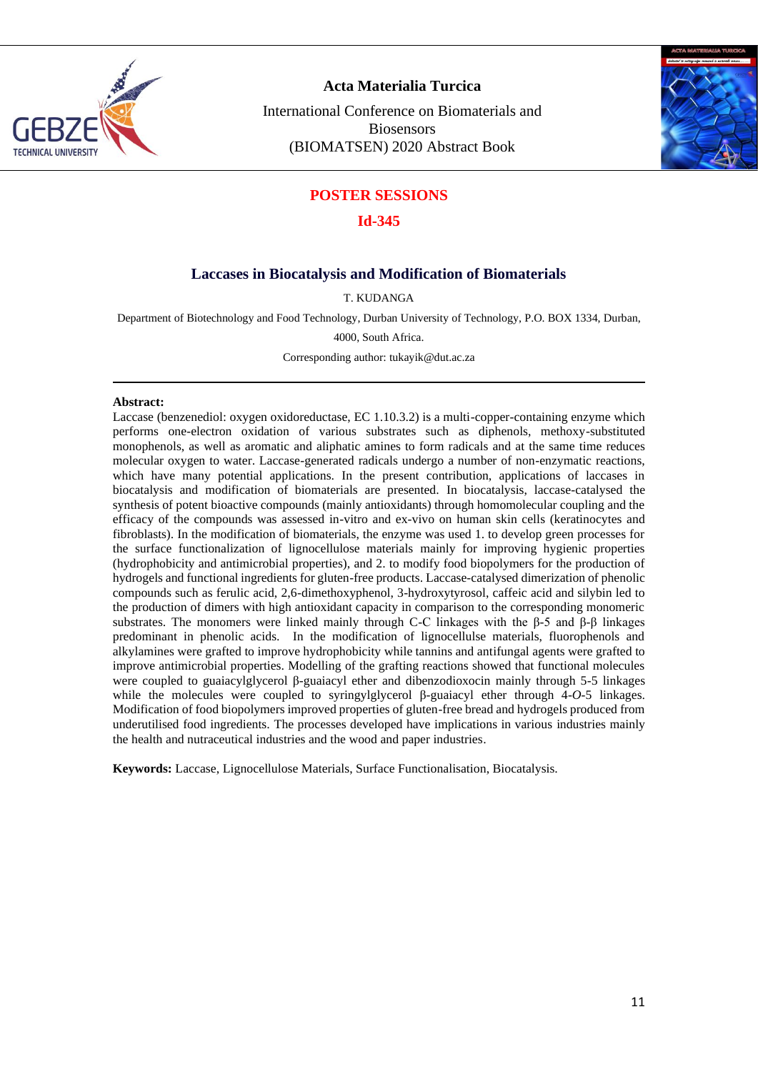## POSTER SESSIONS

### Id-345

# Laccases in Biocatalysis and Modification of Biomaterials

T. KUDANGA

Department of Biotechnology and Food Technology, Durban University of Technology, P.O. BOX 1334, Durban, 4000, South Africa.

Corresponding author: tukayik@dut.ac.za

---

**Abstract:**
Laccase (benzenediol: oxygen oxidoreductase, EC 1.10.3.2) is a multi-copper-containing enzyme which performs one-electron oxidation of various substrates such as diphenols, methoxy-substituted monophenols, as well as aromatic and aliphatic amines to form radicals and at the same time reduces molecular oxygen to water. Laccase-generated radicals undergo a number of non-enzymatic reactions, which have many potential applications. In the present contribution, applications of laccases in biocatalysis and modification of biomaterials are presented. In biocatalysis, laccase-catalysed the synthesis of potent bioactive compounds (mainly antioxidants) through homomolecular coupling and the efficacy of the compounds was assessed in-vitro and ex-vivo on human skin cells (keratinocytes and fibroblasts). In the modification of biomaterials, the enzyme was used 1. to develop green processes for the surface functionalization of lignocellulose materials mainly for improving hygienic properties (hydrophobicity and antimicrobial properties), and 2. to modify food biopolymers for the production of hydrogels and functional ingredients for gluten-free products. Laccase-catalysed dimerization of phenolic compounds such as ferulic acid, 2,6-dimethoxyphenol, 3-hydroxytyrosol, caffeic acid and silybin led to the production of dimers with high antioxidant capacity in comparison to the corresponding monomeric substrates. The monomers were linked mainly through C-C linkages with the β-5 and β-β linkages predominant in phenolic acids. In the modification of lignocellulse materials, fluorophenols and alkylamines were grafted to improve hydrophobicity while tannins and antifungal agents were grafted to improve antimicrobial properties. Modelling of the grafting reactions showed that functional molecules were coupled to guaiacylglycerol β-guaiacyl ether and dibenzodioxocin mainly through 5-5 linkages while the molecules were coupled to syringylglycerol β-guaiacyl ether through 4-*O*-5 linkages. Modification of food biopolymers improved properties of gluten-free bread and hydrogels produced from underutilised food ingredients. The processes developed have implications in various industries mainly the health and nutraceutical industries and the wood and paper industries.

**Keywords:** Laccase, Lignocellulose Materials, Surface Functionalisation, Biocatalysis.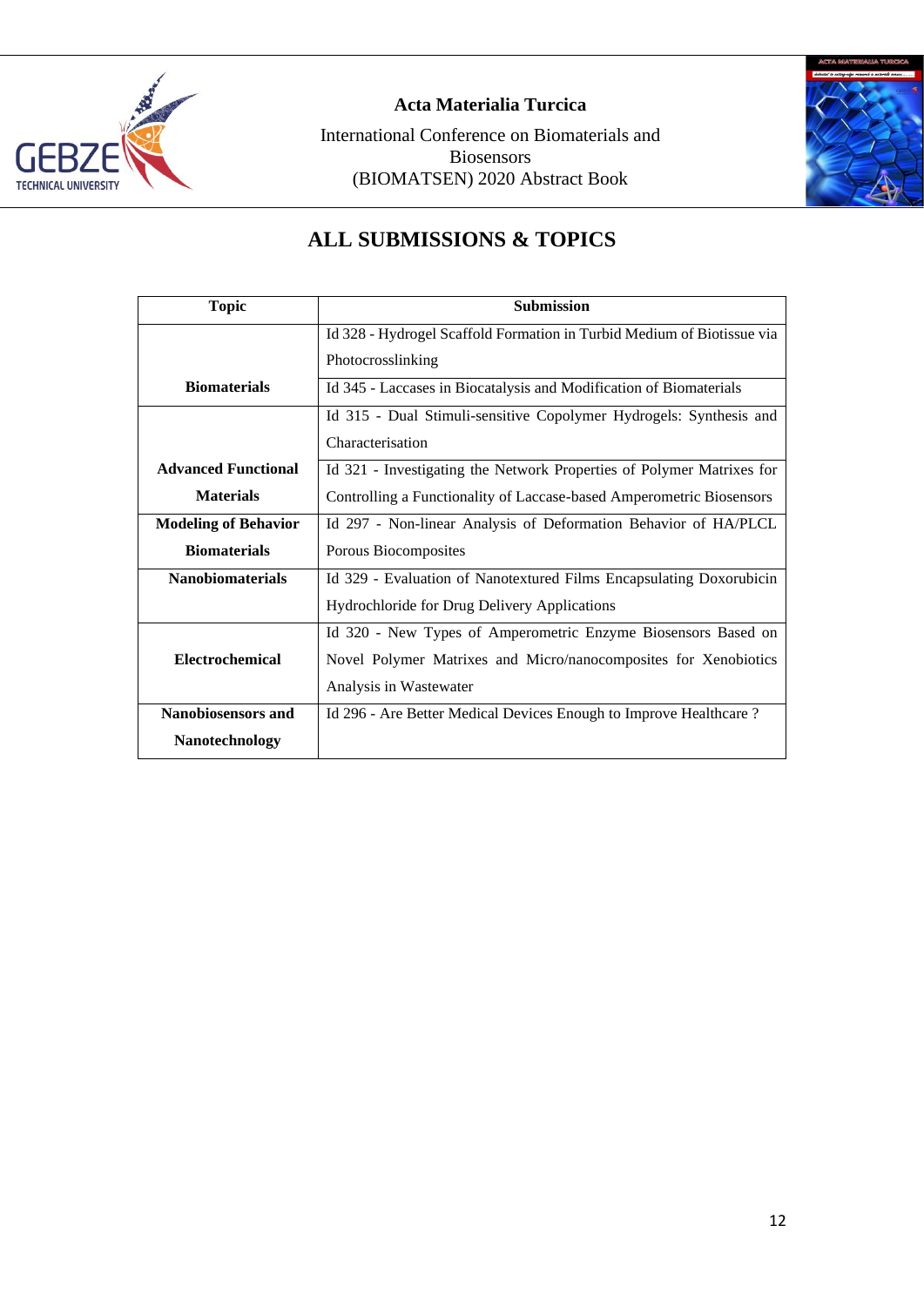## ALL SUBMISSIONS & TOPICS

| Topic | Submission |
|---|---|
| Biomaterials | Id 328 - Hydrogel Scaffold Formation in Turbid Medium of Biotissue via Photocrosslinking |
| | Id 345 - Laccases in Biocatalysis and Modification of Biomaterials |
| Advanced Functional Materials | Id 315 - Dual Stimuli-sensitive Copolymer Hydrogels: Synthesis and Characterisation |
| | Id 321 - Investigating the Network Properties of Polymer Matrixes for Controlling a Functionality of Laccase-based Amperometric Biosensors |
| Modeling of Behavior Biomaterials | Id 297 - Non-linear Analysis of Deformation Behavior of HA/PLCL Porous Biocomposites |
| Nanobiomaterials | Id 329 - Evaluation of Nanotextured Films Encapsulating Doxorubicin Hydrochloride for Drug Delivery Applications |
| Electrochemical | Id 320 - New Types of Amperometric Enzyme Biosensors Based on Novel Polymer Matrixes and Micro/nanocomposites for Xenobiotics Analysis in Wastewater |
| Nanobiosensors and Nanotechnology | Id 296 - Are Better Medical Devices Enough to Improve Healthcare ? |